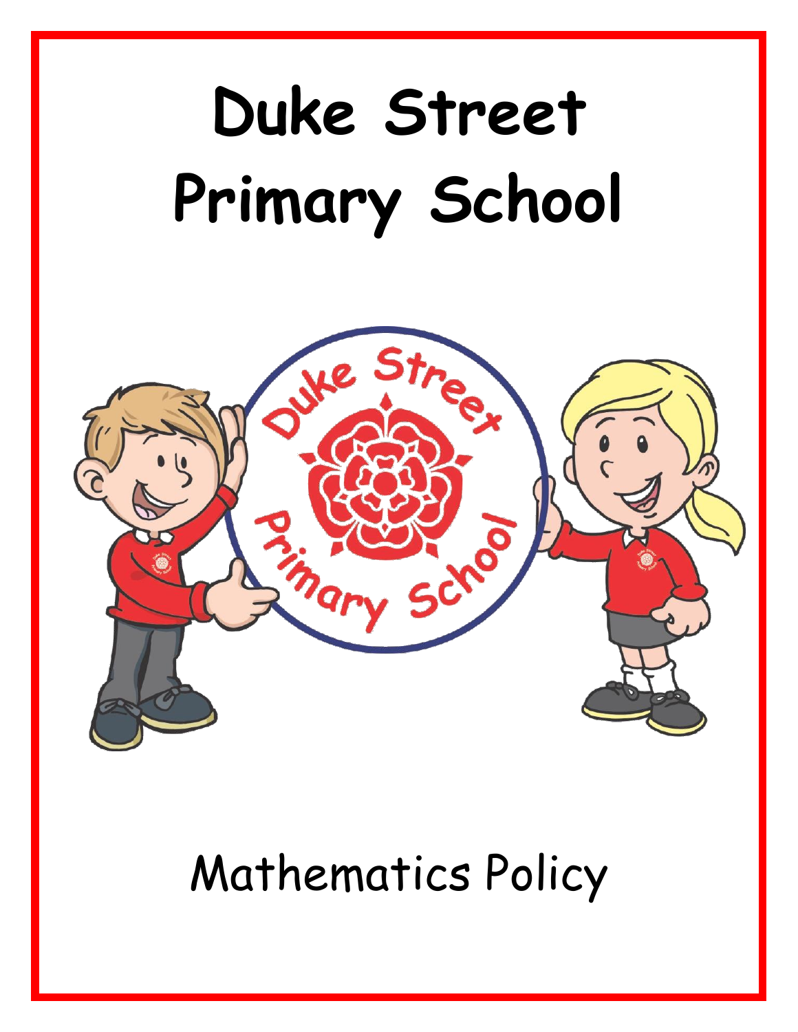# Duke Street Primary School

Mathematics Policy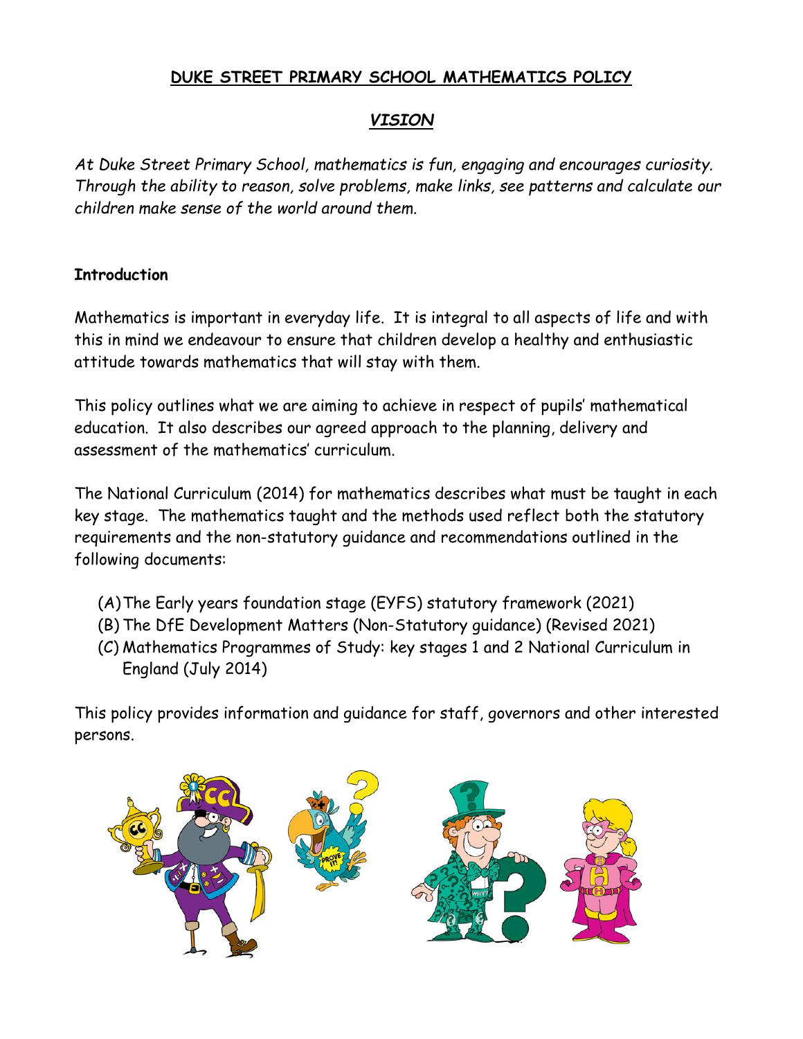# DUKE STREET PRIMARY SCHOOL MATHEMATICS POLICY

## *VISION*

*At Duke Street Primary School, mathematics is fun, engaging and encourages curiosity. Through the ability to reason, solve problems, make links, see patterns and calculate our children make sense of the world around them.*

**Introduction**

Mathematics is important in everyday life. It is integral to all aspects of life and with this in mind we endeavour to ensure that children develop a healthy and enthusiastic attitude towards mathematics that will stay with them.

This policy outlines what we are aiming to achieve in respect of pupils' mathematical education. It also describes our agreed approach to the planning, delivery and assessment of the mathematics' curriculum.

The National Curriculum (2014) for mathematics describes what must be taught in each key stage. The mathematics taught and the methods used reflect both the statutory requirements and the non-statutory guidance and recommendations outlined in the following documents:

(A) The Early years foundation stage (EYFS) statutory framework (2021)
(B) The DfE Development Matters (Non-Statutory guidance) (Revised 2021)
(C) Mathematics Programmes of Study: key stages 1 and 2 National Curriculum in England (July 2014)

This policy provides information and guidance for staff, governors and other interested persons.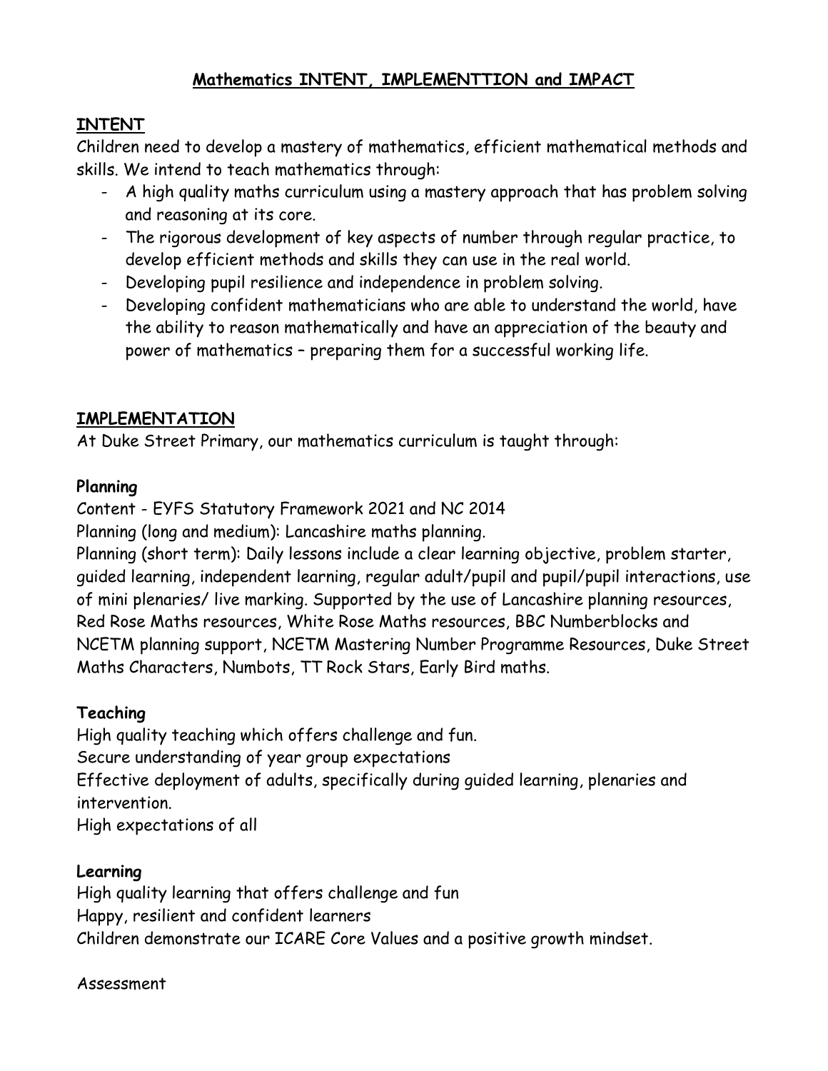# Mathematics INTENT, IMPLEMENTTION and IMPACT

## INTENT

Children need to develop a mastery of mathematics, efficient mathematical methods and skills. We intend to teach mathematics through:

- A high quality maths curriculum using a mastery approach that has problem solving and reasoning at its core.
- The rigorous development of key aspects of number through regular practice, to develop efficient methods and skills they can use in the real world.
- Developing pupil resilience and independence in problem solving.
- Developing confident mathematicians who are able to understand the world, have the ability to reason mathematically and have an appreciation of the beauty and power of mathematics – preparing them for a successful working life.

## IMPLEMENTATION

At Duke Street Primary, our mathematics curriculum is taught through:

### Planning

Content - EYFS Statutory Framework 2021 and NC 2014

Planning (long and medium): Lancashire maths planning.

Planning (short term): Daily lessons include a clear learning objective, problem starter, guided learning, independent learning, regular adult/pupil and pupil/pupil interactions, use of mini plenaries/ live marking. Supported by the use of Lancashire planning resources, Red Rose Maths resources, White Rose Maths resources, BBC Numberblocks and NCETM planning support, NCETM Mastering Number Programme Resources, Duke Street Maths Characters, Numbots, TT Rock Stars, Early Bird maths.

### Teaching

High quality teaching which offers challenge and fun.

Secure understanding of year group expectations

Effective deployment of adults, specifically during guided learning, plenaries and intervention.

High expectations of all

### Learning

High quality learning that offers challenge and fun

Happy, resilient and confident learners

Children demonstrate our ICARE Core Values and a positive growth mindset.

Assessment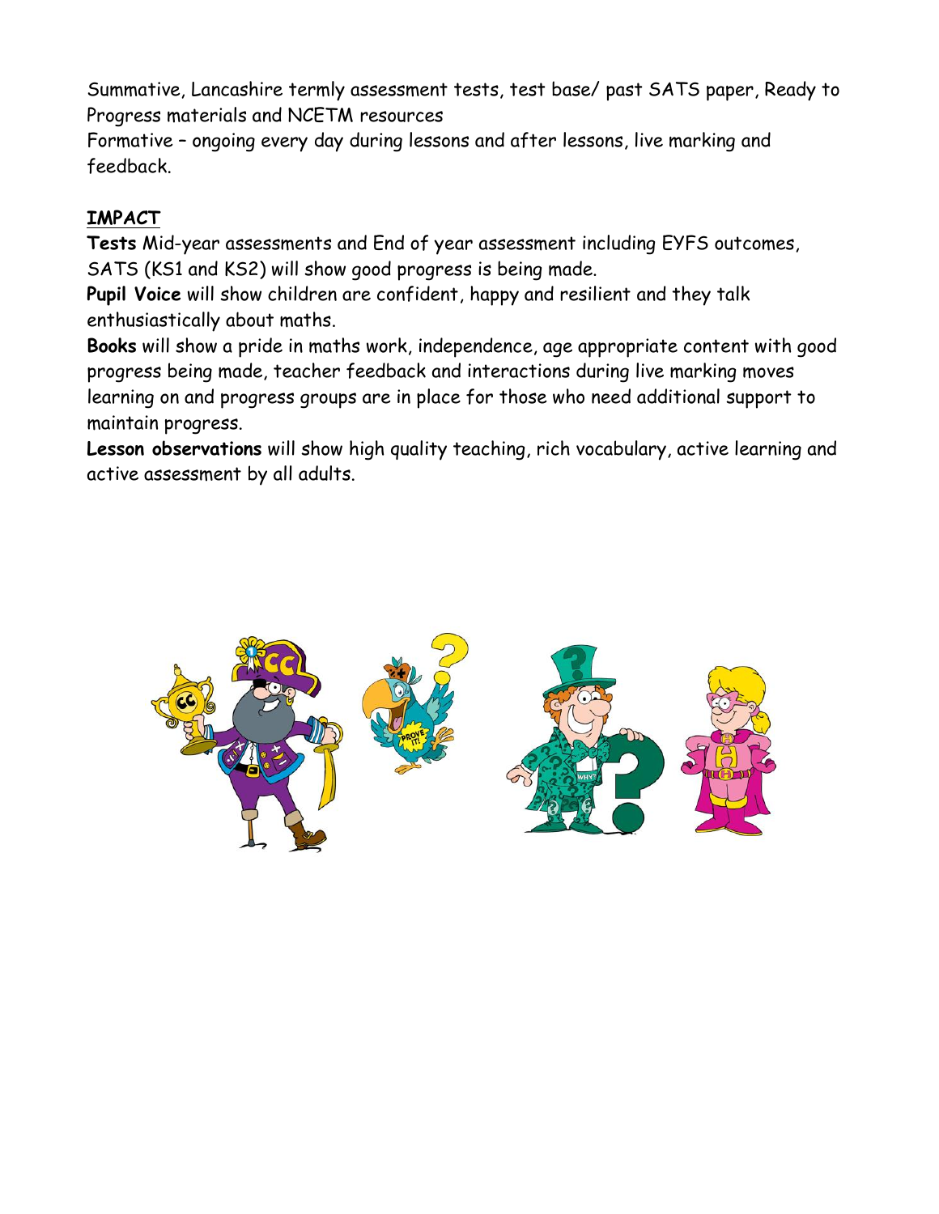Summative, Lancashire termly assessment tests, test base/ past SATS paper, Ready to Progress materials and NCETM resources

Formative – ongoing every day during lessons and after lessons, live marking and feedback.

## IMPACT

**Tests** Mid-year assessments and End of year assessment including EYFS outcomes, SATS (KS1 and KS2) will show good progress is being made.

**Pupil Voice** will show children are confident, happy and resilient and they talk enthusiastically about maths.

**Books** will show a pride in maths work, independence, age appropriate content with good progress being made, teacher feedback and interactions during live marking moves learning on and progress groups are in place for those who need additional support to maintain progress.

**Lesson observations** will show high quality teaching, rich vocabulary, active learning and active assessment by all adults.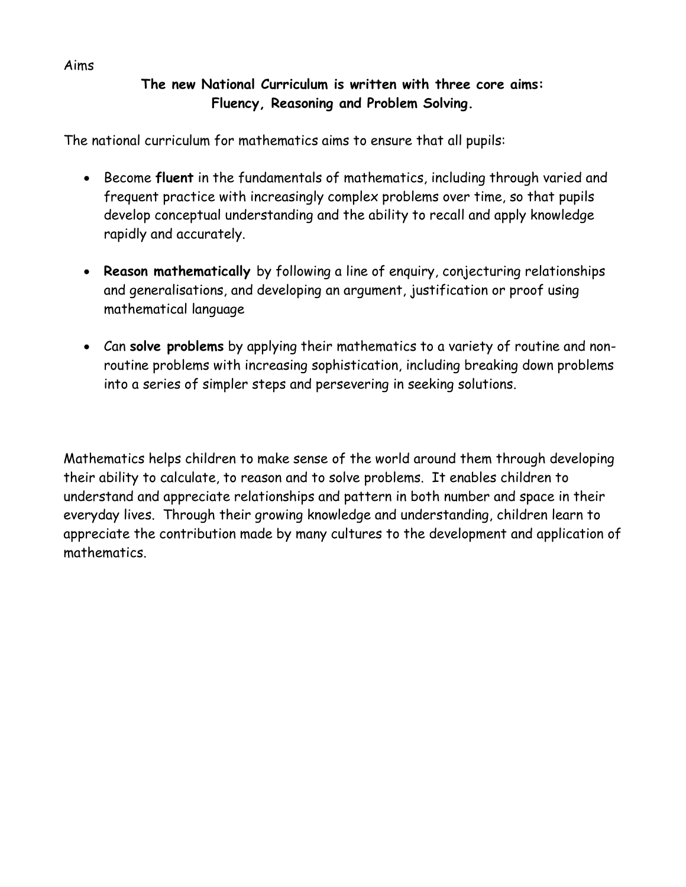Aims

**The new National Curriculum is written with three core aims: Fluency, Reasoning and Problem Solving.**

The national curriculum for mathematics aims to ensure that all pupils:

- Become **fluent** in the fundamentals of mathematics, including through varied and frequent practice with increasingly complex problems over time, so that pupils develop conceptual understanding and the ability to recall and apply knowledge rapidly and accurately.

- **Reason mathematically** by following a line of enquiry, conjecturing relationships and generalisations, and developing an argument, justification or proof using mathematical language

- Can **solve problems** by applying their mathematics to a variety of routine and non-routine problems with increasing sophistication, including breaking down problems into a series of simpler steps and persevering in seeking solutions.

Mathematics helps children to make sense of the world around them through developing their ability to calculate, to reason and to solve problems. It enables children to understand and appreciate relationships and pattern in both number and space in their everyday lives. Through their growing knowledge and understanding, children learn to appreciate the contribution made by many cultures to the development and application of mathematics.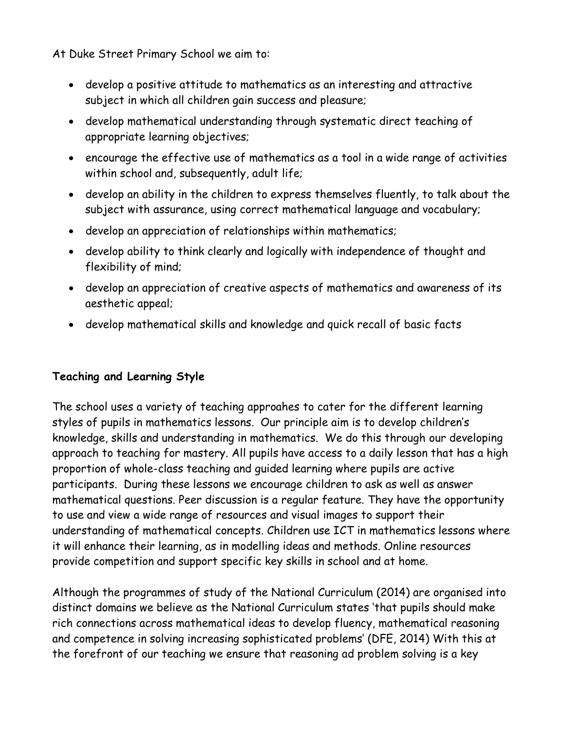At Duke Street Primary School we aim to:

- develop a positive attitude to mathematics as an interesting and attractive subject in which all children gain success and pleasure;
- develop mathematical understanding through systematic direct teaching of appropriate learning objectives;
- encourage the effective use of mathematics as a tool in a wide range of activities within school and, subsequently, adult life;
- develop an ability in the children to express themselves fluently, to talk about the subject with assurance, using correct mathematical language and vocabulary;
- develop an appreciation of relationships within mathematics;
- develop ability to think clearly and logically with independence of thought and flexibility of mind;
- develop an appreciation of creative aspects of mathematics and awareness of its aesthetic appeal;
- develop mathematical skills and knowledge and quick recall of basic facts

**Teaching and Learning Style**

The school uses a variety of teaching approahes to cater for the different learning styles of pupils in mathematics lessons. Our principle aim is to develop children's knowledge, skills and understanding in mathematics. We do this through our developing approach to teaching for mastery. All pupils have access to a daily lesson that has a high proportion of whole-class teaching and guided learning where pupils are active participants. During these lessons we encourage children to ask as well as answer mathematical questions. Peer discussion is a regular feature. They have the opportunity to use and view a wide range of resources and visual images to support their understanding of mathematical concepts. Children use ICT in mathematics lessons where it will enhance their learning, as in modelling ideas and methods. Online resources provide competition and support specific key skills in school and at home.

Although the programmes of study of the National Curriculum (2014) are organised into distinct domains we believe as the National Curriculum states 'that pupils should make rich connections across mathematical ideas to develop fluency, mathematical reasoning and competence in solving increasing sophisticated problems' (DFE, 2014) With this at the forefront of our teaching we ensure that reasoning ad problem solving is a key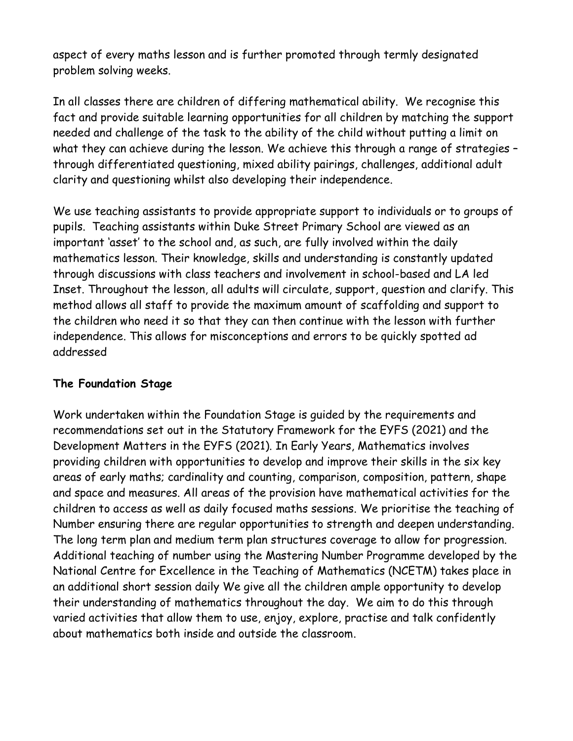aspect of every maths lesson and is further promoted through termly designated problem solving weeks.

In all classes there are children of differing mathematical ability. We recognise this fact and provide suitable learning opportunities for all children by matching the support needed and challenge of the task to the ability of the child without putting a limit on what they can achieve during the lesson. We achieve this through a range of strategies – through differentiated questioning, mixed ability pairings, challenges, additional adult clarity and questioning whilst also developing their independence.

We use teaching assistants to provide appropriate support to individuals or to groups of pupils. Teaching assistants within Duke Street Primary School are viewed as an important 'asset' to the school and, as such, are fully involved within the daily mathematics lesson. Their knowledge, skills and understanding is constantly updated through discussions with class teachers and involvement in school-based and LA led Inset. Throughout the lesson, all adults will circulate, support, question and clarify. This method allows all staff to provide the maximum amount of scaffolding and support to the children who need it so that they can then continue with the lesson with further independence. This allows for misconceptions and errors to be quickly spotted ad addressed

**The Foundation Stage**

Work undertaken within the Foundation Stage is guided by the requirements and recommendations set out in the Statutory Framework for the EYFS (2021) and the Development Matters in the EYFS (2021). In Early Years, Mathematics involves providing children with opportunities to develop and improve their skills in the six key areas of early maths; cardinality and counting, comparison, composition, pattern, shape and space and measures. All areas of the provision have mathematical activities for the children to access as well as daily focused maths sessions. We prioritise the teaching of Number ensuring there are regular opportunities to strength and deepen understanding. The long term plan and medium term plan structures coverage to allow for progression. Additional teaching of number using the Mastering Number Programme developed by the National Centre for Excellence in the Teaching of Mathematics (NCETM) takes place in an additional short session daily We give all the children ample opportunity to develop their understanding of mathematics throughout the day. We aim to do this through varied activities that allow them to use, enjoy, explore, practise and talk confidently about mathematics both inside and outside the classroom.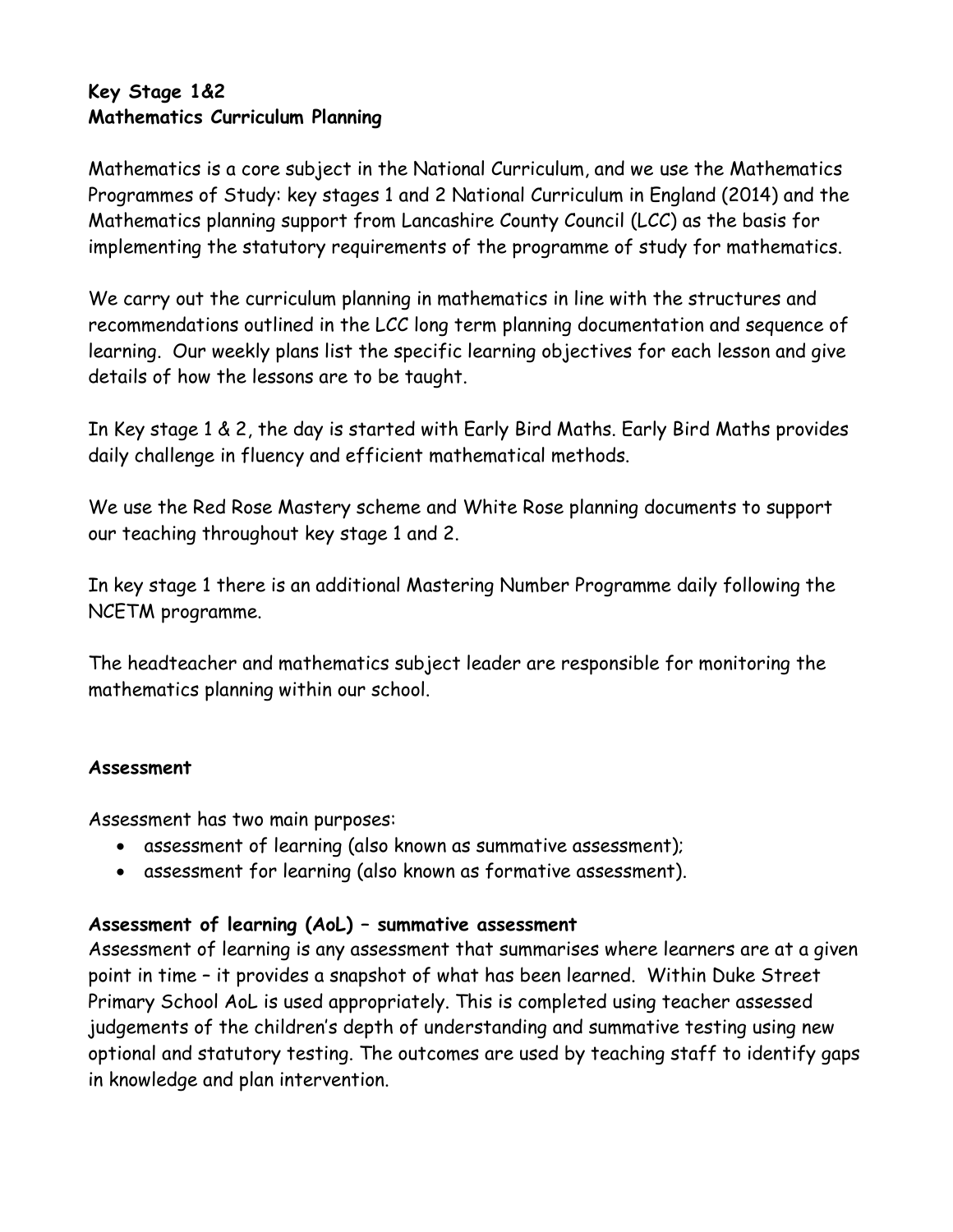**Key Stage 1&2**
**Mathematics Curriculum Planning**

Mathematics is a core subject in the National Curriculum, and we use the Mathematics Programmes of Study: key stages 1 and 2 National Curriculum in England (2014) and the Mathematics planning support from Lancashire County Council (LCC) as the basis for implementing the statutory requirements of the programme of study for mathematics.

We carry out the curriculum planning in mathematics in line with the structures and recommendations outlined in the LCC long term planning documentation and sequence of learning. Our weekly plans list the specific learning objectives for each lesson and give details of how the lessons are to be taught.

In Key stage 1 & 2, the day is started with Early Bird Maths. Early Bird Maths provides daily challenge in fluency and efficient mathematical methods.

We use the Red Rose Mastery scheme and White Rose planning documents to support our teaching throughout key stage 1 and 2.

In key stage 1 there is an additional Mastering Number Programme daily following the NCETM programme.

The headteacher and mathematics subject leader are responsible for monitoring the mathematics planning within our school.

**Assessment**

Assessment has two main purposes:

- assessment of learning (also known as summative assessment);
- assessment for learning (also known as formative assessment).

**Assessment of learning (AoL) – summative assessment**

Assessment of learning is any assessment that summarises where learners are at a given point in time – it provides a snapshot of what has been learned. Within Duke Street Primary School AoL is used appropriately. This is completed using teacher assessed judgements of the children's depth of understanding and summative testing using new optional and statutory testing. The outcomes are used by teaching staff to identify gaps in knowledge and plan intervention.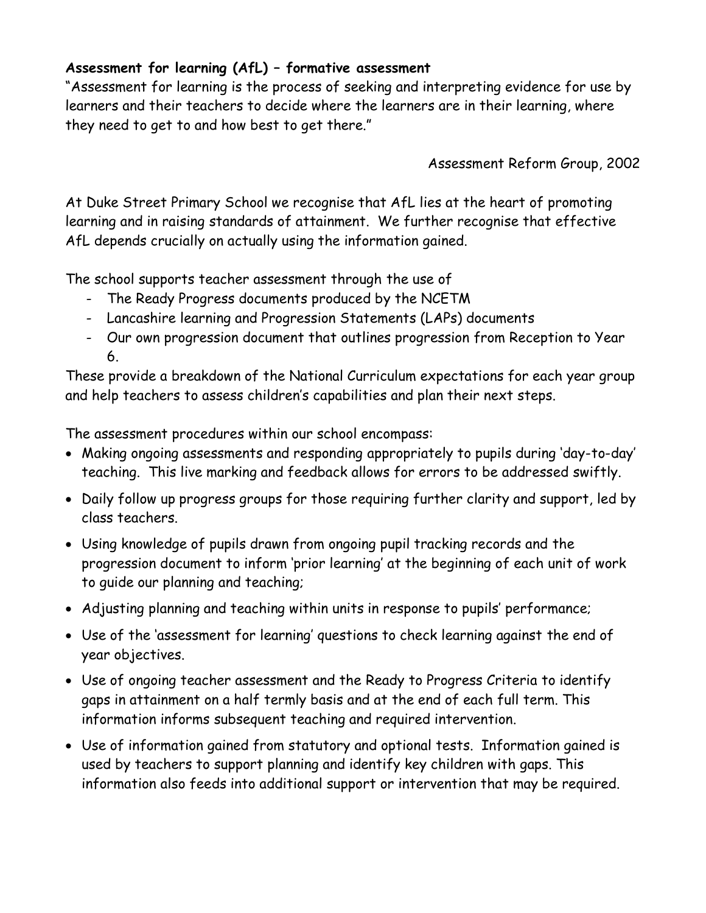**Assessment for learning (AfL) – formative assessment**

"Assessment for learning is the process of seeking and interpreting evidence for use by learners and their teachers to decide where the learners are in their learning, where they need to get to and how best to get there."

Assessment Reform Group, 2002

At Duke Street Primary School we recognise that AfL lies at the heart of promoting learning and in raising standards of attainment. We further recognise that effective AfL depends crucially on actually using the information gained.

The school supports teacher assessment through the use of

- The Ready Progress documents produced by the NCETM
- Lancashire learning and Progression Statements (LAPs) documents
- Our own progression document that outlines progression from Reception to Year 6.

These provide a breakdown of the National Curriculum expectations for each year group and help teachers to assess children's capabilities and plan their next steps.

The assessment procedures within our school encompass:

- Making ongoing assessments and responding appropriately to pupils during 'day-to-day' teaching. This live marking and feedback allows for errors to be addressed swiftly.
- Daily follow up progress groups for those requiring further clarity and support, led by class teachers.
- Using knowledge of pupils drawn from ongoing pupil tracking records and the progression document to inform 'prior learning' at the beginning of each unit of work to guide our planning and teaching;
- Adjusting planning and teaching within units in response to pupils' performance;
- Use of the 'assessment for learning' questions to check learning against the end of year objectives.
- Use of ongoing teacher assessment and the Ready to Progress Criteria to identify gaps in attainment on a half termly basis and at the end of each full term. This information informs subsequent teaching and required intervention.
- Use of information gained from statutory and optional tests. Information gained is used by teachers to support planning and identify key children with gaps. This information also feeds into additional support or intervention that may be required.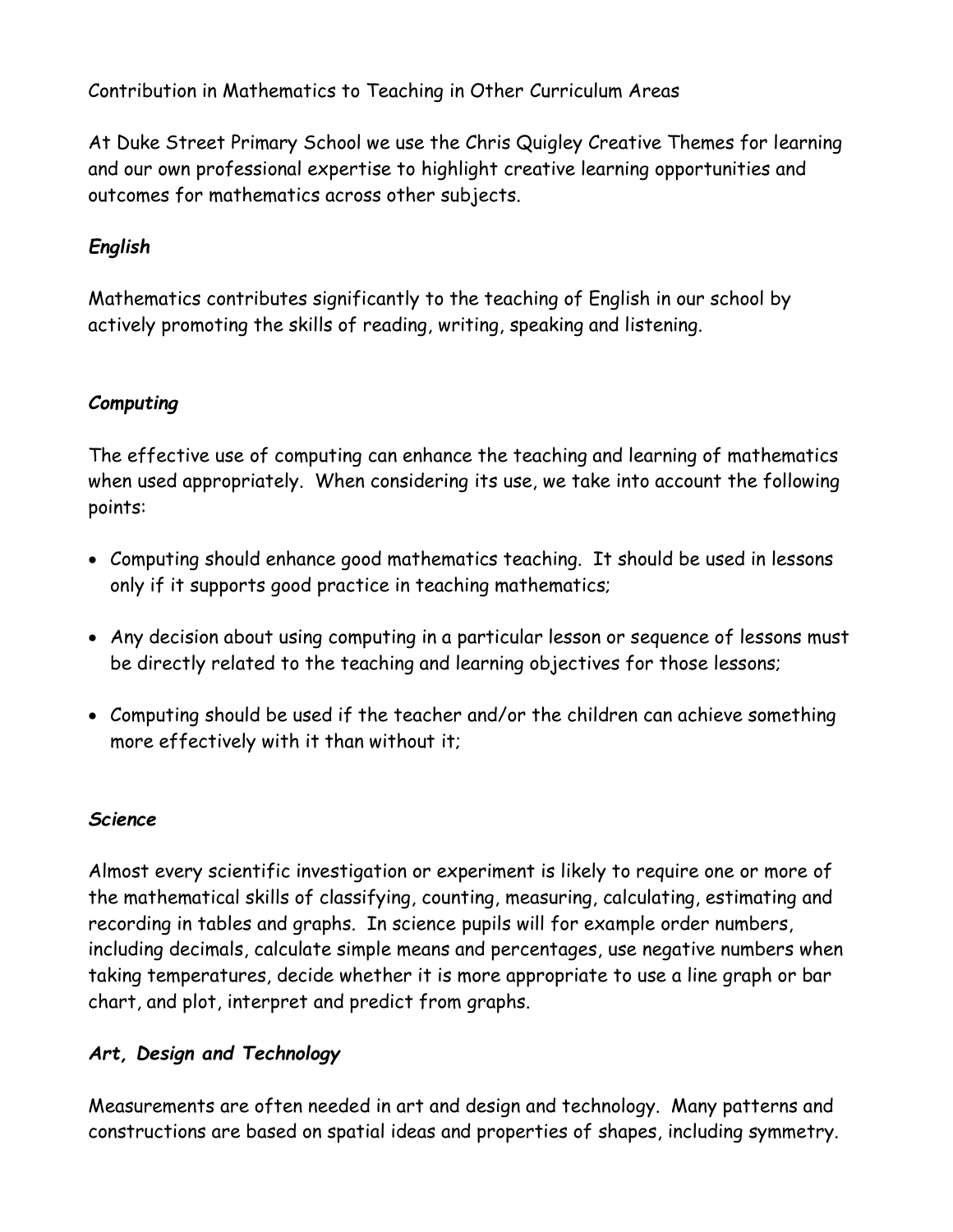Contribution in Mathematics to Teaching in Other Curriculum Areas

At Duke Street Primary School we use the Chris Quigley Creative Themes for learning and our own professional expertise to highlight creative learning opportunities and outcomes for mathematics across other subjects.

***English***

Mathematics contributes significantly to the teaching of English in our school by actively promoting the skills of reading, writing, speaking and listening.

***Computing***

The effective use of computing can enhance the teaching and learning of mathematics when used appropriately. When considering its use, we take into account the following points:

- Computing should enhance good mathematics teaching. It should be used in lessons only if it supports good practice in teaching mathematics;
- Any decision about using computing in a particular lesson or sequence of lessons must be directly related to the teaching and learning objectives for those lessons;
- Computing should be used if the teacher and/or the children can achieve something more effectively with it than without it;

***Science***

Almost every scientific investigation or experiment is likely to require one or more of the mathematical skills of classifying, counting, measuring, calculating, estimating and recording in tables and graphs. In science pupils will for example order numbers, including decimals, calculate simple means and percentages, use negative numbers when taking temperatures, decide whether it is more appropriate to use a line graph or bar chart, and plot, interpret and predict from graphs.

***Art, Design and Technology***

Measurements are often needed in art and design and technology. Many patterns and constructions are based on spatial ideas and properties of shapes, including symmetry.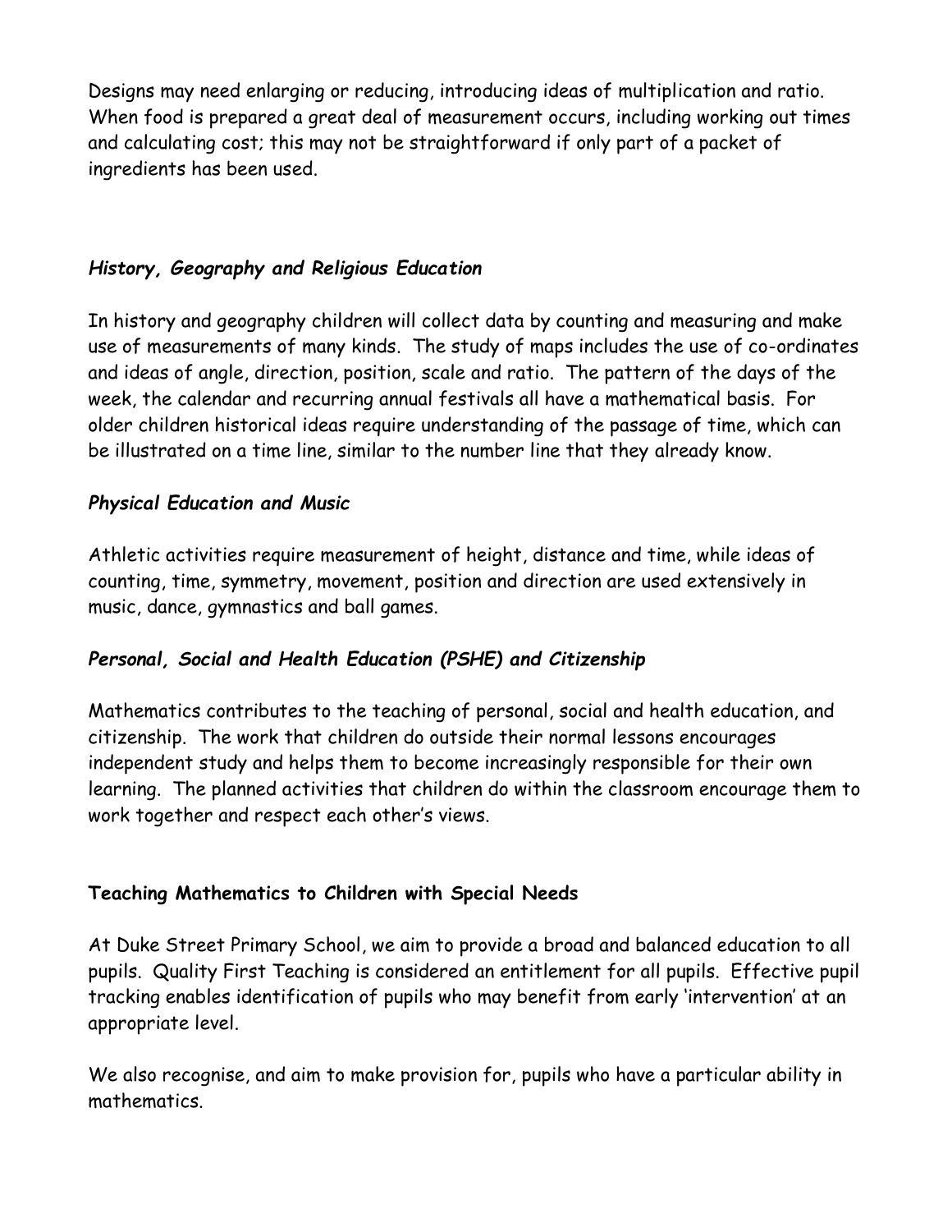Designs may need enlarging or reducing, introducing ideas of multiplication and ratio. When food is prepared a great deal of measurement occurs, including working out times and calculating cost; this may not be straightforward if only part of a packet of ingredients has been used.

### *History, Geography and Religious Education*

In history and geography children will collect data by counting and measuring and make use of measurements of many kinds. The study of maps includes the use of co-ordinates and ideas of angle, direction, position, scale and ratio. The pattern of the days of the week, the calendar and recurring annual festivals all have a mathematical basis. For older children historical ideas require understanding of the passage of time, which can be illustrated on a time line, similar to the number line that they already know.

### *Physical Education and Music*

Athletic activities require measurement of height, distance and time, while ideas of counting, time, symmetry, movement, position and direction are used extensively in music, dance, gymnastics and ball games.

### *Personal, Social and Health Education (PSHE) and Citizenship*

Mathematics contributes to the teaching of personal, social and health education, and citizenship. The work that children do outside their normal lessons encourages independent study and helps them to become increasingly responsible for their own learning. The planned activities that children do within the classroom encourage them to work together and respect each other's views.

## Teaching Mathematics to Children with Special Needs

At Duke Street Primary School, we aim to provide a broad and balanced education to all pupils. Quality First Teaching is considered an entitlement for all pupils. Effective pupil tracking enables identification of pupils who may benefit from early 'intervention' at an appropriate level.

We also recognise, and aim to make provision for, pupils who have a particular ability in mathematics.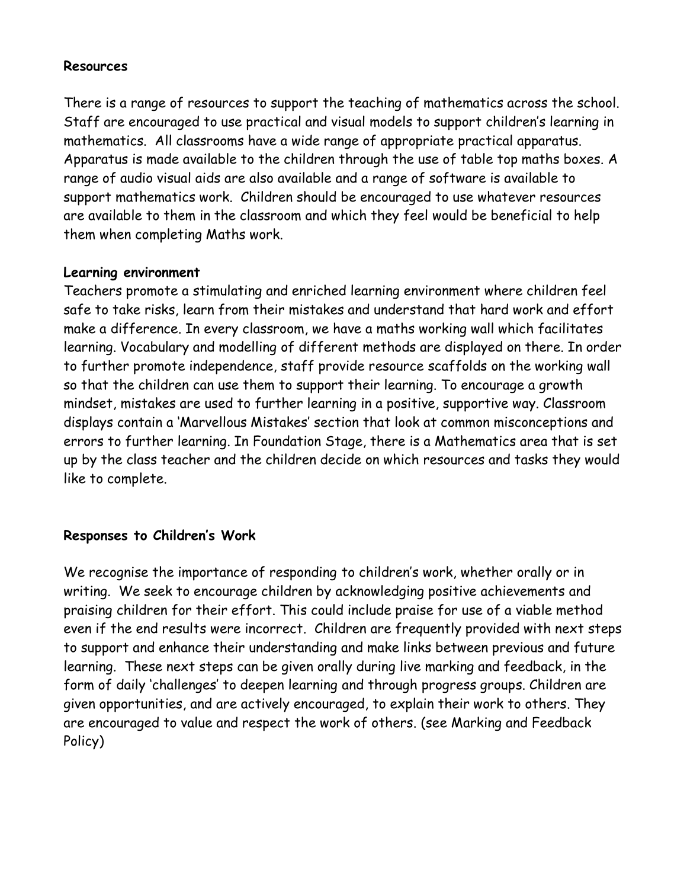**Resources**

There is a range of resources to support the teaching of mathematics across the school. Staff are encouraged to use practical and visual models to support children's learning in mathematics. All classrooms have a wide range of appropriate practical apparatus. Apparatus is made available to the children through the use of table top maths boxes. A range of audio visual aids are also available and a range of software is available to support mathematics work. Children should be encouraged to use whatever resources are available to them in the classroom and which they feel would be beneficial to help them when completing Maths work.

**Learning environment**

Teachers promote a stimulating and enriched learning environment where children feel safe to take risks, learn from their mistakes and understand that hard work and effort make a difference. In every classroom, we have a maths working wall which facilitates learning. Vocabulary and modelling of different methods are displayed on there. In order to further promote independence, staff provide resource scaffolds on the working wall so that the children can use them to support their learning. To encourage a growth mindset, mistakes are used to further learning in a positive, supportive way. Classroom displays contain a 'Marvellous Mistakes' section that look at common misconceptions and errors to further learning. In Foundation Stage, there is a Mathematics area that is set up by the class teacher and the children decide on which resources and tasks they would like to complete.

**Responses to Children's Work**

We recognise the importance of responding to children's work, whether orally or in writing. We seek to encourage children by acknowledging positive achievements and praising children for their effort. This could include praise for use of a viable method even if the end results were incorrect. Children are frequently provided with next steps to support and enhance their understanding and make links between previous and future learning. These next steps can be given orally during live marking and feedback, in the form of daily 'challenges' to deepen learning and through progress groups. Children are given opportunities, and are actively encouraged, to explain their work to others. They are encouraged to value and respect the work of others. (see Marking and Feedback Policy)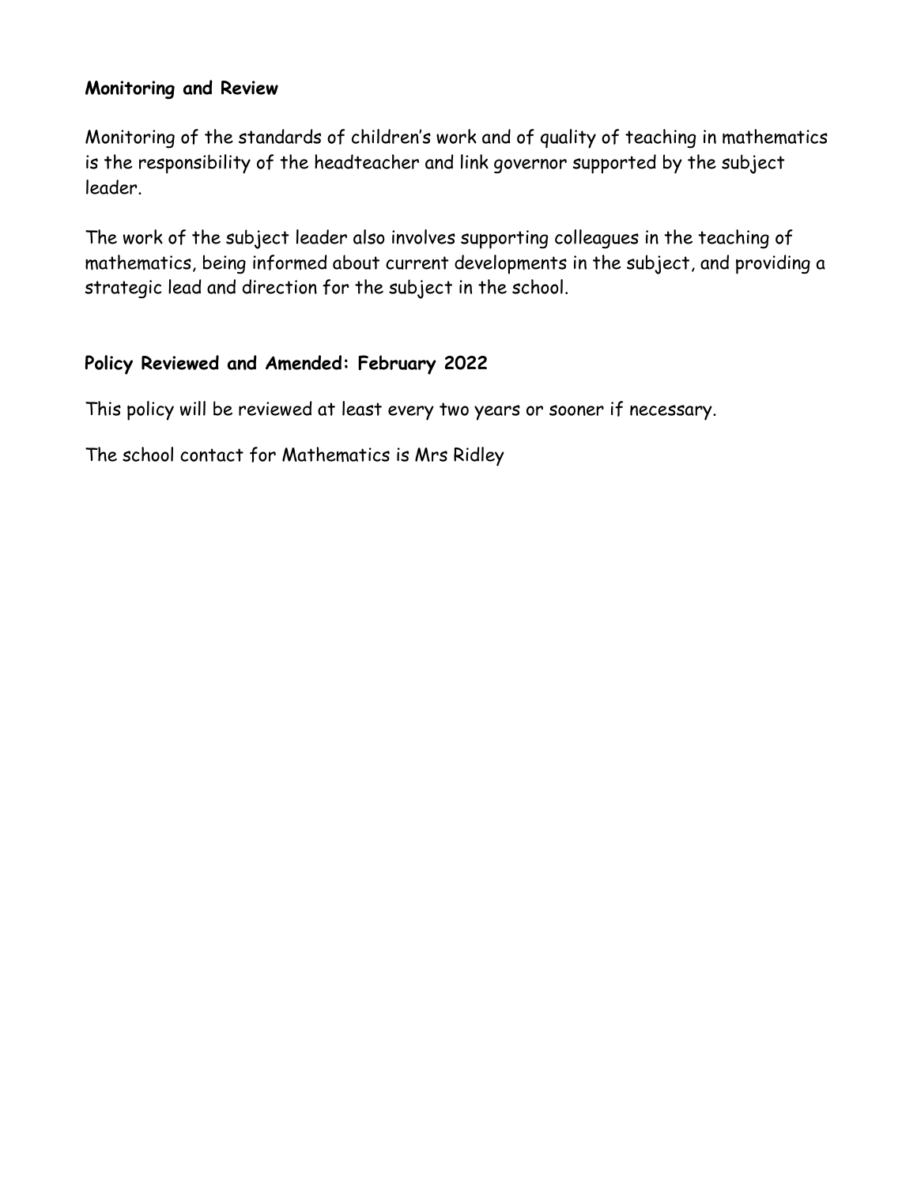**Monitoring and Review**

Monitoring of the standards of children's work and of quality of teaching in mathematics is the responsibility of the headteacher and link governor supported by the subject leader.

The work of the subject leader also involves supporting colleagues in the teaching of mathematics, being informed about current developments in the subject, and providing a strategic lead and direction for the subject in the school.

**Policy Reviewed and Amended: February 2022**

This policy will be reviewed at least every two years or sooner if necessary.

The school contact for Mathematics is Mrs Ridley